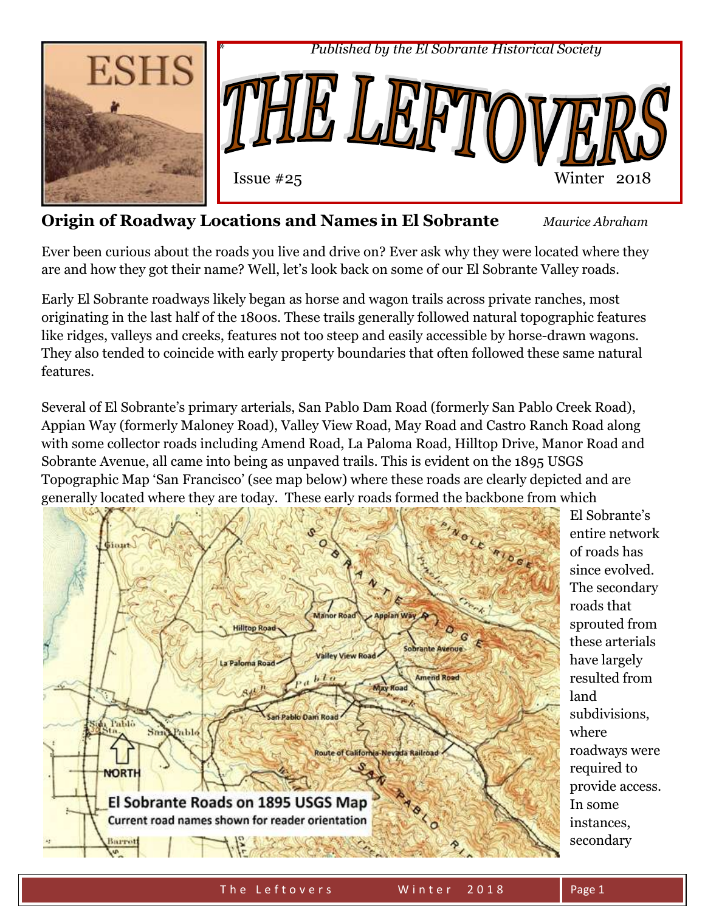*Published by the El Sobrante Historical Society*

# THE LEFTOVERS

Issue #25 Winter 2018

## Origin of Roadway Locations and Names in El Sobrante

*Maurice Abraham*

Ever been curious about the roads you live and drive on? Ever ask why they were located where they are and how they got their name? Well, let's look back on some of our El Sobrante Valley roads.

Early El Sobrante roadways likely began as horse and wagon trails across private ranches, most originating in the last half of the 1800s. These trails generally followed natural topographic features like ridges, valleys and creeks, features not too steep and easily accessible by horse-drawn wagons. They also tended to coincide with early property boundaries that often followed these same natural features.

Several of El Sobrante's primary arterials, San Pablo Dam Road (formerly San Pablo Creek Road), Appian Way (formerly Maloney Road), Valley View Road, May Road and Castro Ranch Road along with some collector roads including Amend Road, La Paloma Road, Hilltop Drive, Manor Road and Sobrante Avenue, all came into being as unpaved trails. This is evident on the 1895 USGS Topographic Map 'San Francisco' (see map below) where these roads are clearly depicted and are generally located where they are today. These early roads formed the backbone from which El Sobrante's entire network of roads has since evolved. The secondary roads that sprouted from these arterials have largely resulted from land subdivisions, where roadways were required to provide access. In some instances, secondary

El Sobrante Roads on 1895 USGS Map
Current road names shown for reader orientation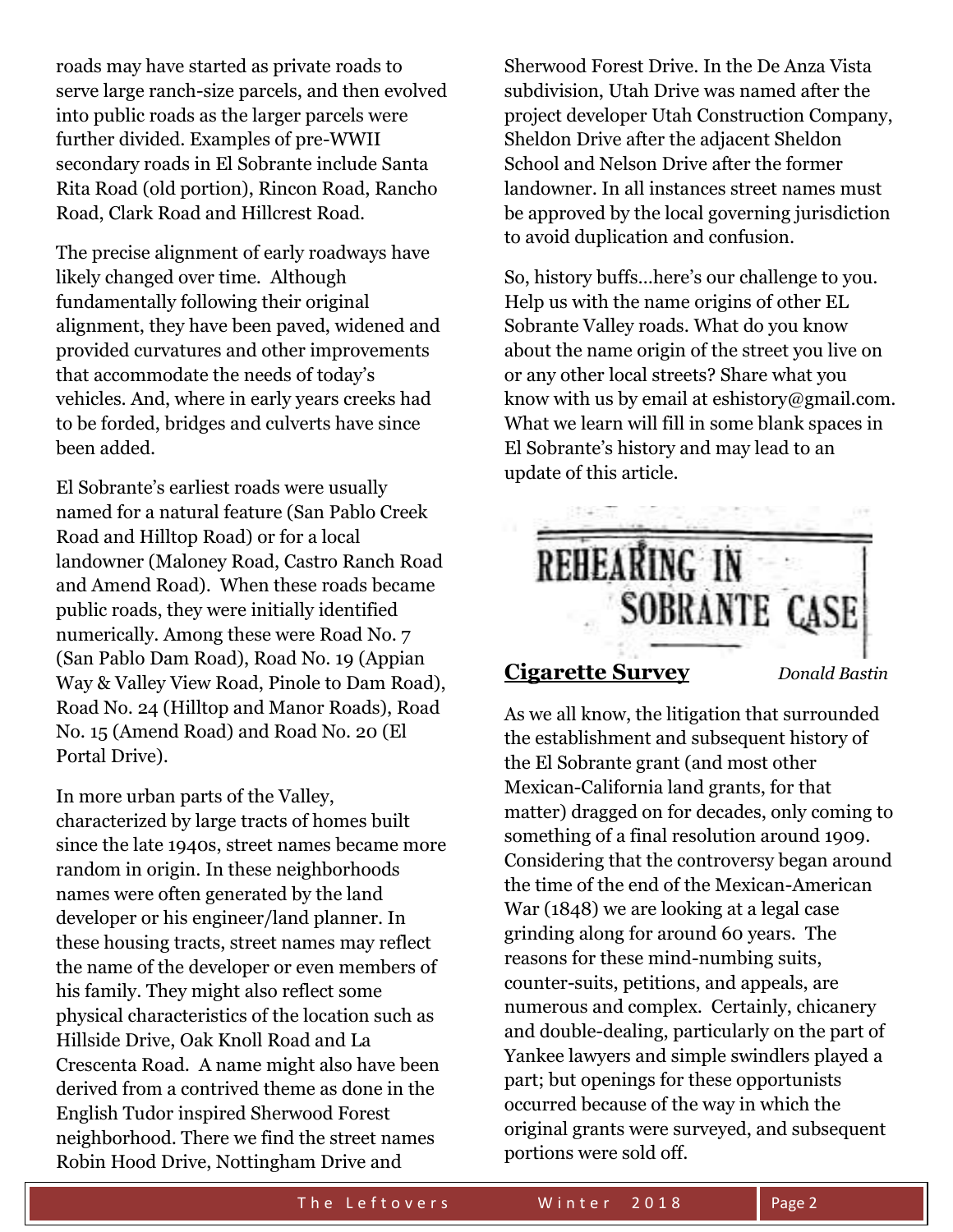roads may have started as private roads to serve large ranch-size parcels, and then evolved into public roads as the larger parcels were further divided. Examples of pre-WWII secondary roads in El Sobrante include Santa Rita Road (old portion), Rincon Road, Rancho Road, Clark Road and Hillcrest Road.

The precise alignment of early roadways have likely changed over time. Although fundamentally following their original alignment, they have been paved, widened and provided curvatures and other improvements that accommodate the needs of today's vehicles. And, where in early years creeks had to be forded, bridges and culverts have since been added.

El Sobrante's earliest roads were usually named for a natural feature (San Pablo Creek Road and Hilltop Road) or for a local landowner (Maloney Road, Castro Ranch Road and Amend Road). When these roads became public roads, they were initially identified numerically. Among these were Road No. 7 (San Pablo Dam Road), Road No. 19 (Appian Way & Valley View Road, Pinole to Dam Road), Road No. 24 (Hilltop and Manor Roads), Road No. 15 (Amend Road) and Road No. 20 (El Portal Drive).

In more urban parts of the Valley, characterized by large tracts of homes built since the late 1940s, street names became more random in origin. In these neighborhoods names were often generated by the land developer or his engineer/land planner. In these housing tracts, street names may reflect the name of the developer or even members of his family. They might also reflect some physical characteristics of the location such as Hillside Drive, Oak Knoll Road and La Crescenta Road. A name might also have been derived from a contrived theme as done in the English Tudor inspired Sherwood Forest neighborhood. There we find the street names Robin Hood Drive, Nottingham Drive and Sherwood Forest Drive. In the De Anza Vista subdivision, Utah Drive was named after the project developer Utah Construction Company, Sheldon Drive after the adjacent Sheldon School and Nelson Drive after the former landowner. In all instances street names must be approved by the local governing jurisdiction to avoid duplication and confusion.

So, history buffs…here's our challenge to you. Help us with the name origins of other EL Sobrante Valley roads. What do you know about the name origin of the street you live on or any other local streets? Share what you know with us by email at eshistory@gmail.com. What we learn will fill in some blank spaces in El Sobrante's history and may lead to an update of this article.

REHEARING IN SOBRANTE CASE

## Cigarette Survey

*Donald Bastin*

As we all know, the litigation that surrounded the establishment and subsequent history of the El Sobrante grant (and most other Mexican-California land grants, for that matter) dragged on for decades, only coming to something of a final resolution around 1909. Considering that the controversy began around the time of the end of the Mexican-American War (1848) we are looking at a legal case grinding along for around 60 years. The reasons for these mind-numbing suits, counter-suits, petitions, and appeals, are numerous and complex. Certainly, chicanery and double-dealing, particularly on the part of Yankee lawyers and simple swindlers played a part; but openings for these opportunists occurred because of the way in which the original grants were surveyed, and subsequent portions were sold off.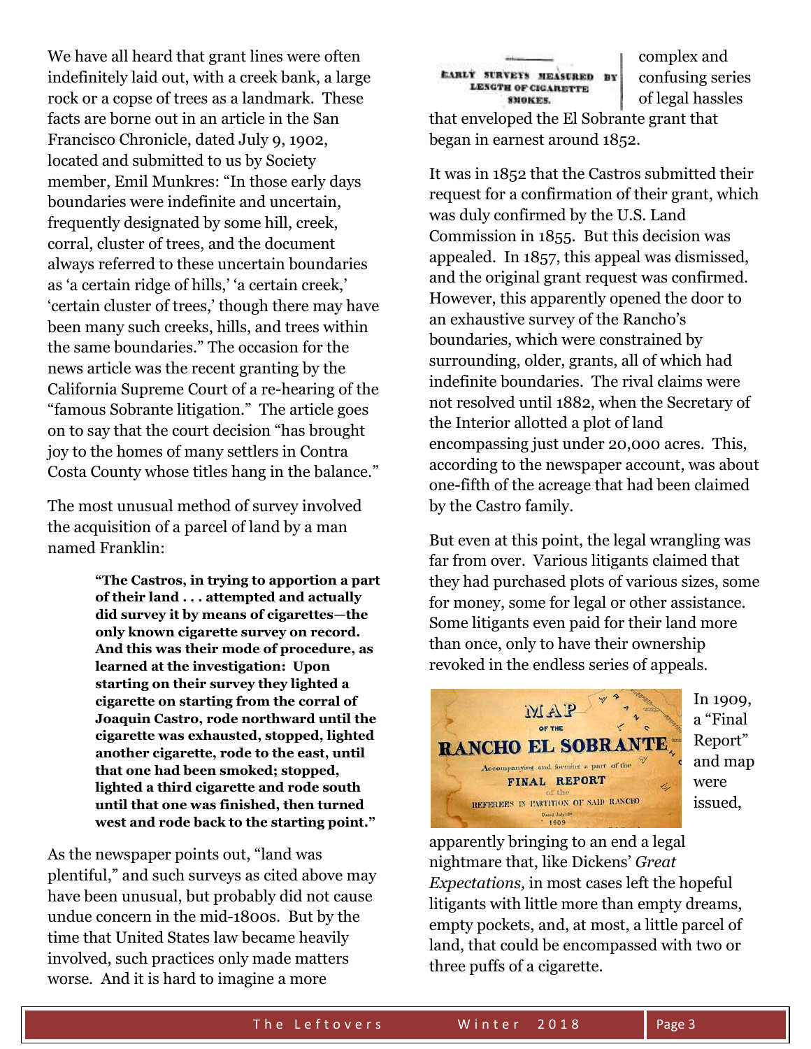We have all heard that grant lines were often indefinitely laid out, with a creek bank, a large rock or a copse of trees as a landmark. These facts are borne out in an article in the San Francisco Chronicle, dated July 9, 1902, located and submitted to us by Society member, Emil Munkres: "In those early days boundaries were indefinite and uncertain, frequently designated by some hill, creek, corral, cluster of trees, and the document always referred to these uncertain boundaries as 'a certain ridge of hills,' 'a certain creek,' 'certain cluster of trees,' though there may have been many such creeks, hills, and trees within the same boundaries." The occasion for the news article was the recent granting by the California Supreme Court of a re-hearing of the "famous Sobrante litigation." The article goes on to say that the court decision "has brought joy to the homes of many settlers in Contra Costa County whose titles hang in the balance."

The most unusual method of survey involved the acquisition of a parcel of land by a man named Franklin:

> **"The Castros, in trying to apportion a part of their land . . . attempted and actually did survey it by means of cigarettes—the only known cigarette survey on record. And this was their mode of procedure, as learned at the investigation: Upon starting on their survey they lighted a cigarette on starting from the corral of Joaquin Castro, rode northward until the cigarette was exhausted, stopped, lighted another cigarette, rode to the east, until that one had been smoked; stopped, lighted a third cigarette and rode south until that one was finished, then turned west and rode back to the starting point."**

As the newspaper points out, "land was plentiful," and such surveys as cited above may have been unusual, but probably did not cause undue concern in the mid-1800s. But by the time that United States law became heavily involved, such practices only made matters worse. And it is hard to imagine a more

EARLY SURVEYS MEASURED BY LENGTH OF CIGARETTE SMOKES.

complex and confusing series of legal hassles that enveloped the El Sobrante grant that began in earnest around 1852.

It was in 1852 that the Castros submitted their request for a confirmation of their grant, which was duly confirmed by the U.S. Land Commission in 1855. But this decision was appealed. In 1857, this appeal was dismissed, and the original grant request was confirmed. However, this apparently opened the door to an exhaustive survey of the Rancho's boundaries, which were constrained by surrounding, older, grants, all of which had indefinite boundaries. The rival claims were not resolved until 1882, when the Secretary of the Interior allotted a plot of land encompassing just under 20,000 acres. This, according to the newspaper account, was about one-fifth of the acreage that had been claimed by the Castro family.

But even at this point, the legal wrangling was far from over. Various litigants claimed that they had purchased plots of various sizes, some for money, some for legal or other assistance. Some litigants even paid for their land more than once, only to have their ownership revoked in the endless series of appeals.

MAP OF THE RANCHO EL SOBRANTE Accompanying and forming a part of the FINAL REPORT of the REFEREES IN PARTITION OF SAID RANCHO Dated July 10th 1909

In 1909, a "Final Report" and map were issued, apparently bringing to an end a legal nightmare that, like Dickens' *Great Expectations,* in most cases left the hopeful litigants with little more than empty dreams, empty pockets, and, at most, a little parcel of land, that could be encompassed with two or three puffs of a cigarette.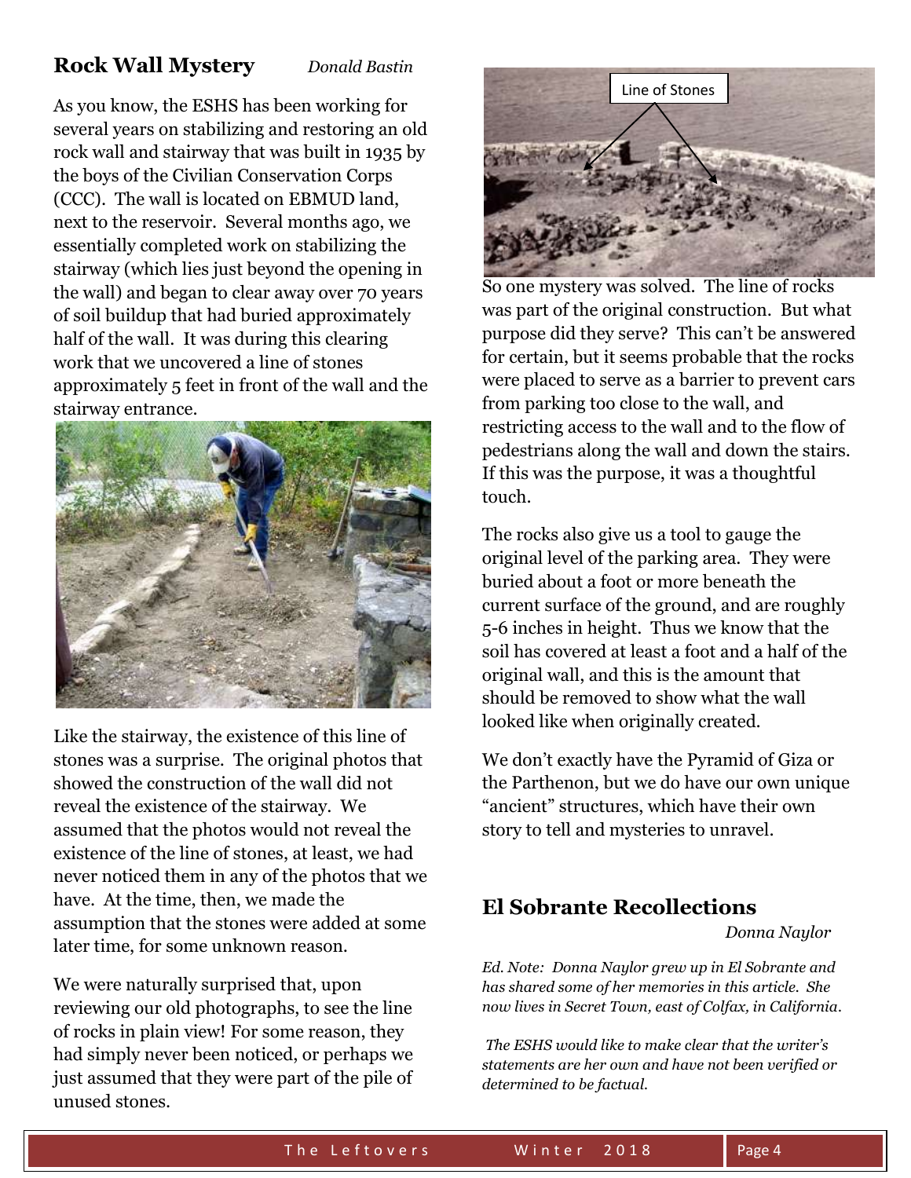## Rock Wall Mystery

*Donald Bastin*

As you know, the ESHS has been working for several years on stabilizing and restoring an old rock wall and stairway that was built in 1935 by the boys of the Civilian Conservation Corps (CCC). The wall is located on EBMUD land, next to the reservoir. Several months ago, we essentially completed work on stabilizing the stairway (which lies just beyond the opening in the wall) and began to clear away over 70 years of soil buildup that had buried approximately half of the wall. It was during this clearing work that we uncovered a line of stones approximately 5 feet in front of the wall and the stairway entrance.

Like the stairway, the existence of this line of stones was a surprise. The original photos that showed the construction of the wall did not reveal the existence of the stairway. We assumed that the photos would not reveal the existence of the line of stones, at least, we had never noticed them in any of the photos that we have. At the time, then, we made the assumption that the stones were added at some later time, for some unknown reason.

We were naturally surprised that, upon reviewing our old photographs, to see the line of rocks in plain view! For some reason, they had simply never been noticed, or perhaps we just assumed that they were part of the pile of unused stones.

Line of Stones

So one mystery was solved. The line of rocks was part of the original construction. But what purpose did they serve? This can't be answered for certain, but it seems probable that the rocks were placed to serve as a barrier to prevent cars from parking too close to the wall, and restricting access to the wall and to the flow of pedestrians along the wall and down the stairs. If this was the purpose, it was a thoughtful touch.

The rocks also give us a tool to gauge the original level of the parking area. They were buried about a foot or more beneath the current surface of the ground, and are roughly 5-6 inches in height. Thus we know that the soil has covered at least a foot and a half of the original wall, and this is the amount that should be removed to show what the wall looked like when originally created.

We don't exactly have the Pyramid of Giza or the Parthenon, but we do have our own unique "ancient" structures, which have their own story to tell and mysteries to unravel.

## El Sobrante Recollections

*Donna Naylor*

*Ed. Note: Donna Naylor grew up in El Sobrante and has shared some of her memories in this article. She now lives in Secret Town, east of Colfax, in California.*

*The ESHS would like to make clear that the writer's statements are her own and have not been verified or determined to be factual.*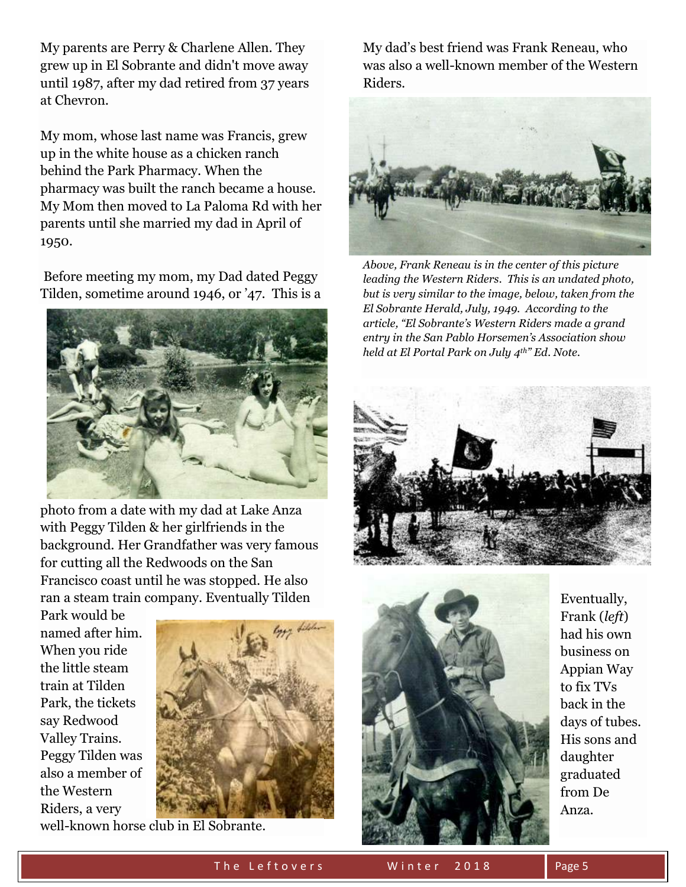My parents are Perry & Charlene Allen. They grew up in El Sobrante and didn't move away until 1987, after my dad retired from 37 years at Chevron.

My mom, whose last name was Francis, grew up in the white house as a chicken ranch behind the Park Pharmacy. When the pharmacy was built the ranch became a house. My Mom then moved to La Paloma Rd with her parents until she married my dad in April of 1950.

Before meeting my mom, my Dad dated Peggy Tilden, sometime around 1946, or '47. This is a photo from a date with my dad at Lake Anza with Peggy Tilden & her girlfriends in the background. Her Grandfather was very famous for cutting all the Redwoods on the San Francisco coast until he was stopped. He also ran a steam train company. Eventually Tilden Park would be named after him. When you ride the little steam train at Tilden Park, the tickets say Redwood Valley Trains. Peggy Tilden was also a member of the Western Riders, a very well-known horse club in El Sobrante.

My dad's best friend was Frank Reneau, who was also a well-known member of the Western Riders.

*Above, Frank Reneau is in the center of this picture leading the Western Riders. This is an undated photo, but is very similar to the image, below, taken from the El Sobrante Herald, July, 1949. According to the article, "El Sobrante's Western Riders made a grand entry in the San Pablo Horsemen's Association show held at El Portal Park on July 4th" Ed. Note.*

Eventually, Frank (*left*) had his own business on Appian Way to fix TVs back in the days of tubes. His sons and daughter graduated from De Anza.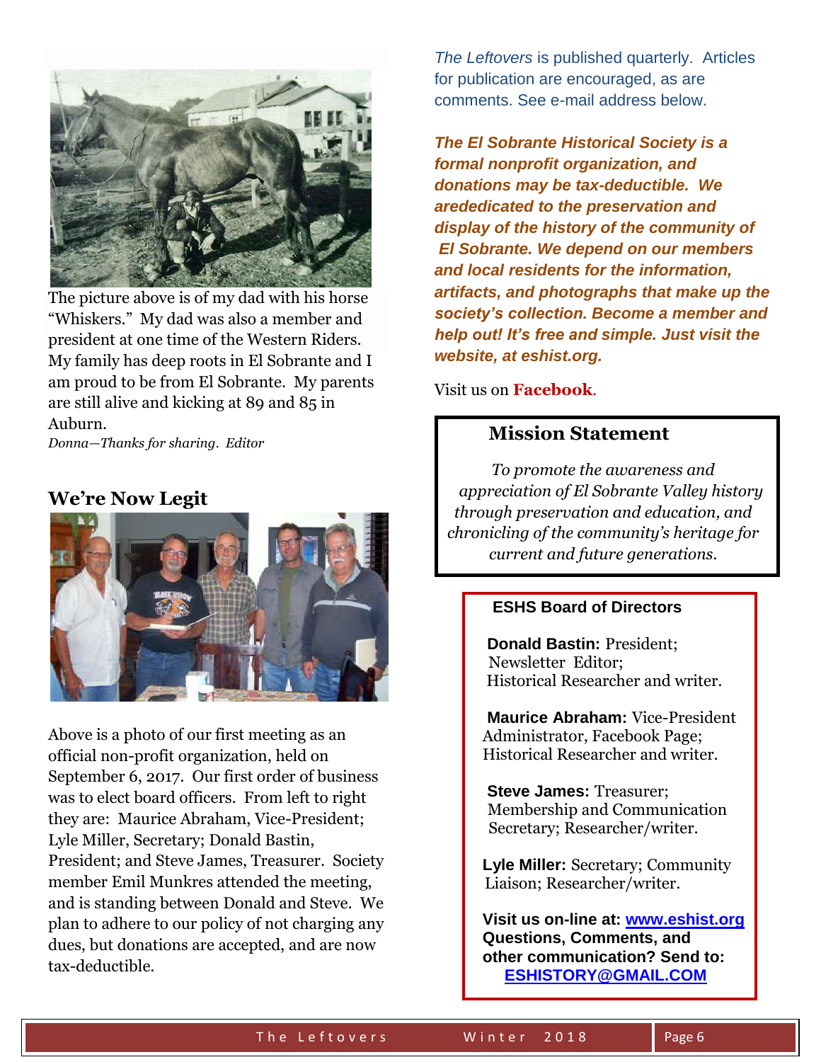The picture above is of my dad with his horse "Whiskers." My dad was also a member and president at one time of the Western Riders. My family has deep roots in El Sobrante and I am proud to be from El Sobrante. My parents are still alive and kicking at 89 and 85 in Auburn.

*Donna—Thanks for sharing. Editor*

## We're Now Legit

Above is a photo of our first meeting as an official non-profit organization, held on September 6, 2017. Our first order of business was to elect board officers. From left to right they are: Maurice Abraham, Vice-President; Lyle Miller, Secretary; Donald Bastin, President; and Steve James, Treasurer. Society member Emil Munkres attended the meeting, and is standing between Donald and Steve. We plan to adhere to our policy of not charging any dues, but donations are accepted, and are now tax-deductible.

*The Leftovers* is published quarterly. Articles for publication are encouraged, as are comments. See e-mail address below.

***The El Sobrante Historical Society is a formal nonprofit organization, and donations may be tax-deductible. We arededicated to the preservation and display of the history of the community of El Sobrante. We depend on our members and local residents for the information, artifacts, and photographs that make up the society's collection. Become a member and help out! It's free and simple. Just visit the website, at eshist.org.***

Visit us on **Facebook**.

## Mission Statement

*To promote the awareness and appreciation of El Sobrante Valley history through preservation and education, and chronicling of the community's heritage for current and future generations.*

### ESHS Board of Directors

**Donald Bastin:** President; Newsletter Editor; Historical Researcher and writer.

**Maurice Abraham:** Vice-President Administrator, Facebook Page; Historical Researcher and writer.

**Steve James:** Treasurer; Membership and Communication Secretary; Researcher/writer.

**Lyle Miller:** Secretary; Community Liaison; Researcher/writer.

**Visit us on-line at: www.eshist.org**
**Questions, Comments, and other communication? Send to: ESHISTORY@GMAIL.COM**